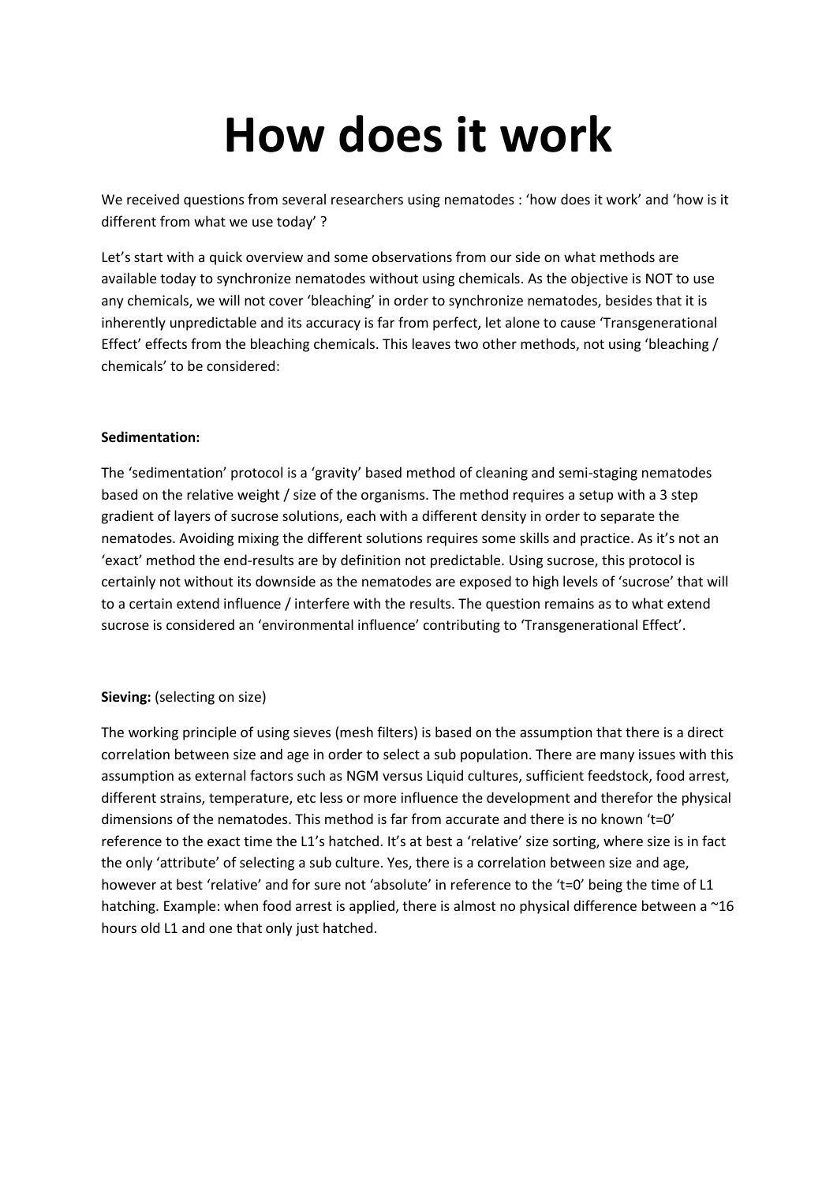# How does it work

We received questions from several researchers using nematodes : 'how does it work' and 'how is it different from what we use today' ?

Let's start with a quick overview and some observations from our side on what methods are available today to synchronize nematodes without using chemicals. As the objective is NOT to use any chemicals, we will not cover 'bleaching' in order to synchronize nematodes, besides that it is inherently unpredictable and its accuracy is far from perfect, let alone to cause 'Transgenerational Effect' effects from the bleaching chemicals. This leaves two other methods, not using 'bleaching / chemicals' to be considered:

**Sedimentation:**

The 'sedimentation' protocol is a 'gravity' based method of cleaning and semi-staging nematodes based on the relative weight / size of the organisms. The method requires a setup with a 3 step gradient of layers of sucrose solutions, each with a different density in order to separate the nematodes. Avoiding mixing the different solutions requires some skills and practice. As it's not an 'exact' method the end-results are by definition not predictable. Using sucrose, this protocol is certainly not without its downside as the nematodes are exposed to high levels of 'sucrose' that will to a certain extend influence / interfere with the results. The question remains as to what extend sucrose is considered an 'environmental influence' contributing to 'Transgenerational Effect'.

**Sieving:** (selecting on size)

The working principle of using sieves (mesh filters) is based on the assumption that there is a direct correlation between size and age in order to select a sub population. There are many issues with this assumption as external factors such as NGM versus Liquid cultures, sufficient feedstock, food arrest, different strains, temperature, etc less or more influence the development and therefor the physical dimensions of the nematodes. This method is far from accurate and there is no known 't=0' reference to the exact time the L1's hatched. It's at best a 'relative' size sorting, where size is in fact the only 'attribute' of selecting a sub culture. Yes, there is a correlation between size and age, however at best 'relative' and for sure not 'absolute' in reference to the 't=0' being the time of L1 hatching. Example: when food arrest is applied, there is almost no physical difference between a ~16 hours old L1 and one that only just hatched.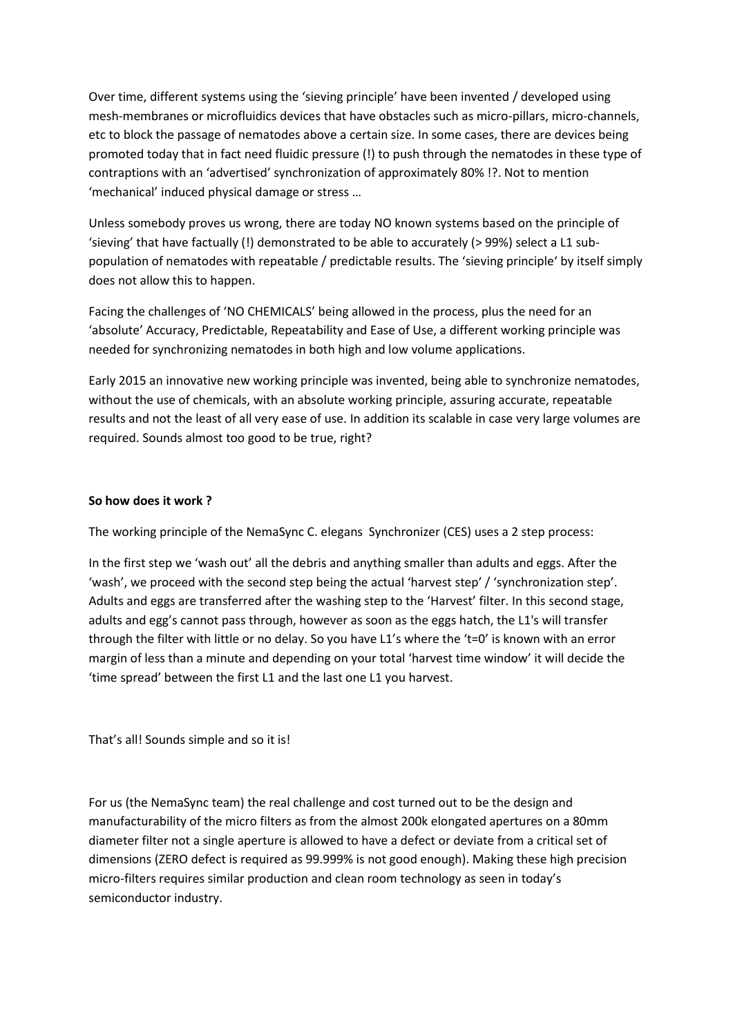Over time, different systems using the 'sieving principle' have been invented / developed using mesh-membranes or microfluidics devices that have obstacles such as micro-pillars, micro-channels, etc to block the passage of nematodes above a certain size. In some cases, there are devices being promoted today that in fact need fluidic pressure (!) to push through the nematodes in these type of contraptions with an 'advertised' synchronization of approximately 80% !?. Not to mention 'mechanical' induced physical damage or stress …

Unless somebody proves us wrong, there are today NO known systems based on the principle of 'sieving' that have factually (!) demonstrated to be able to accurately (> 99%) select a L1 sub-population of nematodes with repeatable / predictable results. The 'sieving principle' by itself simply does not allow this to happen.

Facing the challenges of 'NO CHEMICALS' being allowed in the process, plus the need for an 'absolute' Accuracy, Predictable, Repeatability and Ease of Use, a different working principle was needed for synchronizing nematodes in both high and low volume applications.

Early 2015 an innovative new working principle was invented, being able to synchronize nematodes, without the use of chemicals, with an absolute working principle, assuring accurate, repeatable results and not the least of all very ease of use. In addition its scalable in case very large volumes are required. Sounds almost too good to be true, right?

**So how does it work ?**

The working principle of the NemaSync C. elegans Synchronizer (CES) uses a 2 step process:

In the first step we 'wash out' all the debris and anything smaller than adults and eggs. After the 'wash', we proceed with the second step being the actual 'harvest step' / 'synchronization step'. Adults and eggs are transferred after the washing step to the 'Harvest' filter. In this second stage, adults and egg's cannot pass through, however as soon as the eggs hatch, the L1's will transfer through the filter with little or no delay. So you have L1's where the 't=0' is known with an error margin of less than a minute and depending on your total 'harvest time window' it will decide the 'time spread' between the first L1 and the last one L1 you harvest.

That's all! Sounds simple and so it is!

For us (the NemaSync team) the real challenge and cost turned out to be the design and manufacturability of the micro filters as from the almost 200k elongated apertures on a 80mm diameter filter not a single aperture is allowed to have a defect or deviate from a critical set of dimensions (ZERO defect is required as 99.999% is not good enough). Making these high precision micro-filters requires similar production and clean room technology as seen in today's semiconductor industry.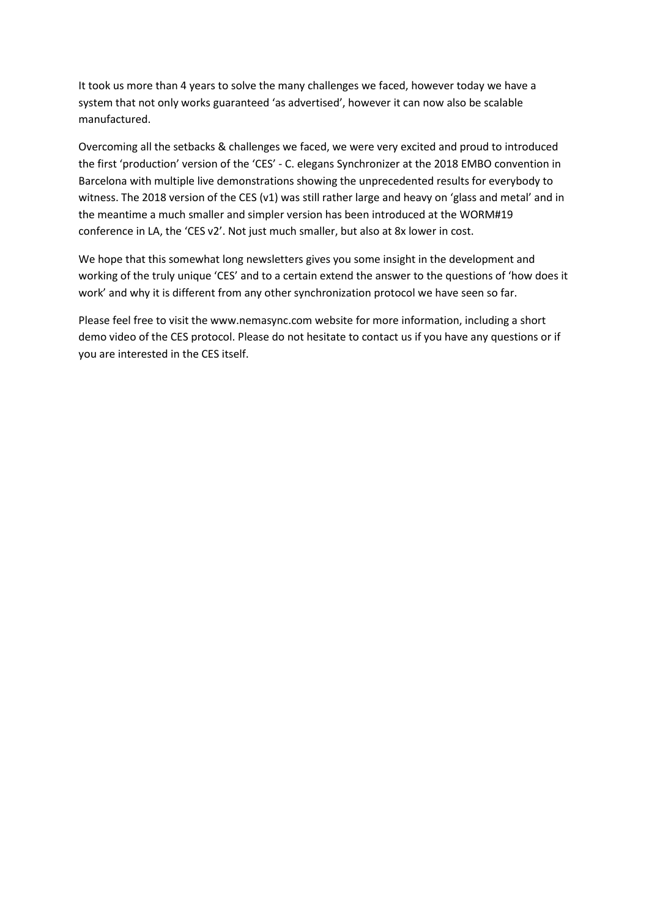It took us more than 4 years to solve the many challenges we faced, however today we have a system that not only works guaranteed ‘as advertised’, however it can now also be scalable manufactured.

Overcoming all the setbacks & challenges we faced, we were very excited and proud to introduced the first ‘production’ version of the ‘CES’ - C. elegans Synchronizer at the 2018 EMBO convention in Barcelona with multiple live demonstrations showing the unprecedented results for everybody to witness. The 2018 version of the CES (v1) was still rather large and heavy on ‘glass and metal’ and in the meantime a much smaller and simpler version has been introduced at the WORM#19 conference in LA, the ‘CES v2’. Not just much smaller, but also at 8x lower in cost.

We hope that this somewhat long newsletters gives you some insight in the development and working of the truly unique ‘CES’ and to a certain extend the answer to the questions of ‘how does it work’ and why it is different from any other synchronization protocol we have seen so far.

Please feel free to visit the www.nemasync.com website for more information, including a short demo video of the CES protocol. Please do not hesitate to contact us if you have any questions or if you are interested in the CES itself.